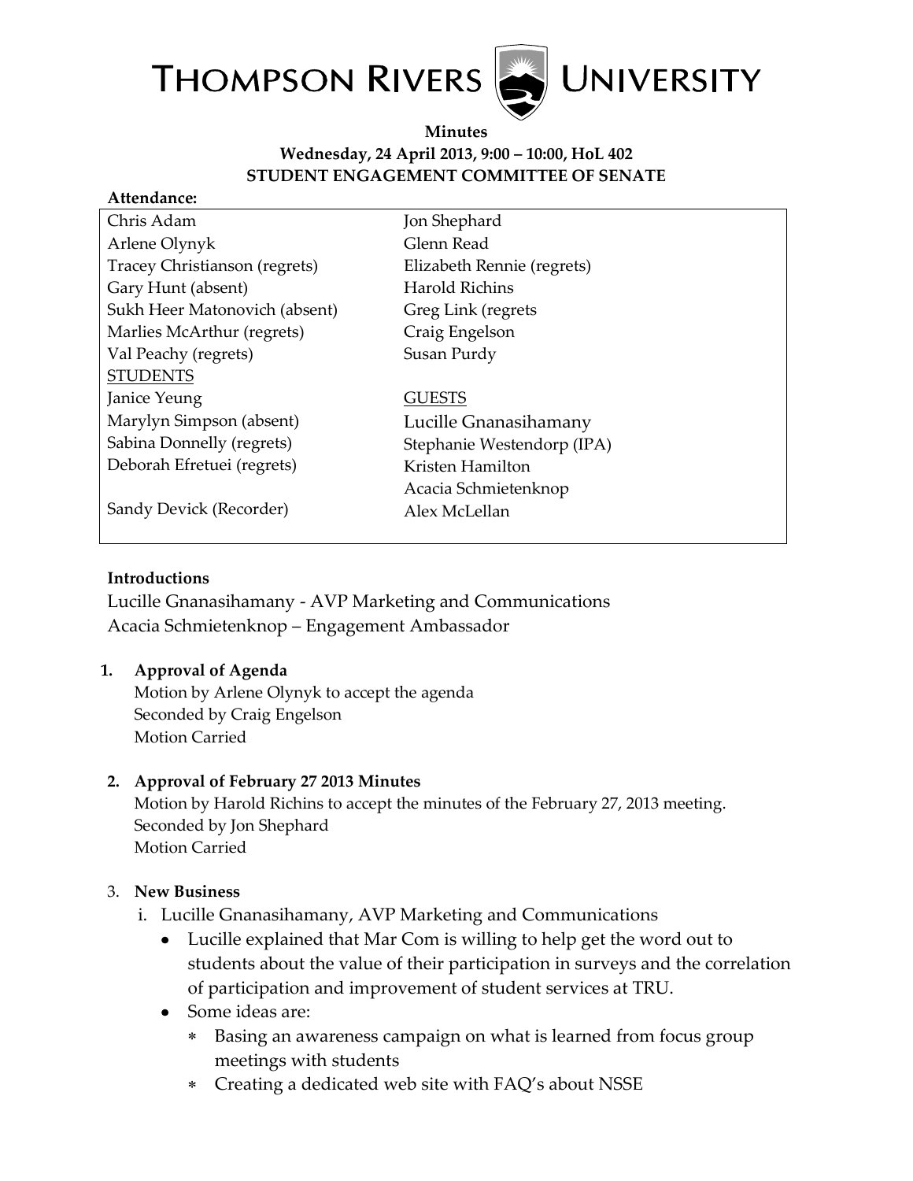# THOMPSON RIVERS UNIVERSITY

**Minutes**
**Wednesday, 24 April 2013, 9:00 – 10:00, HoL 402**
**STUDENT ENGAGEMENT COMMITTEE OF SENATE**

**Attendance:**

| | |
|---|---|
| Chris Adam | Jon Shephard |
| Arlene Olynyk | Glenn Read |
| Tracey Christianson (regrets) | Elizabeth Rennie (regrets) |
| Gary Hunt (absent) | Harold Richins |
| Sukh Heer Matonovich (absent) | Greg Link (regrets |
| Marlies McArthur (regrets) | Craig Engelson |
| Val Peachy (regrets) | Susan Purdy |
| STUDENTS | |
| Janice Yeung | GUESTS |
| Marylyn Simpson (absent) | Lucille Gnanasihamany |
| Sabina Donnelly (regrets) | Stephanie Westendorp (IPA) |
| Deborah Efretuei (regrets) | Kristen Hamilton |
| | Acacia Schmietenknop |
| Sandy Devick (Recorder) | Alex McLellan |

**Introductions**

Lucille Gnanasihamany - AVP Marketing and Communications
Acacia Schmietenknop – Engagement Ambassador

1. **Approval of Agenda**
   Motion by Arlene Olynyk to accept the agenda
   Seconded by Craig Engelson
   Motion Carried

2. **Approval of February 27 2013 Minutes**
   Motion by Harold Richins to accept the minutes of the February 27, 2013 meeting.
   Seconded by Jon Shephard
   Motion Carried

3. **New Business**
   i. Lucille Gnanasihamany, AVP Marketing and Communications
      - Lucille explained that Mar Com is willing to help get the word out to students about the value of their participation in surveys and the correlation of participation and improvement of student services at TRU.
      - Some ideas are:
        - Basing an awareness campaign on what is learned from focus group meetings with students
        - Creating a dedicated web site with FAQ's about NSSE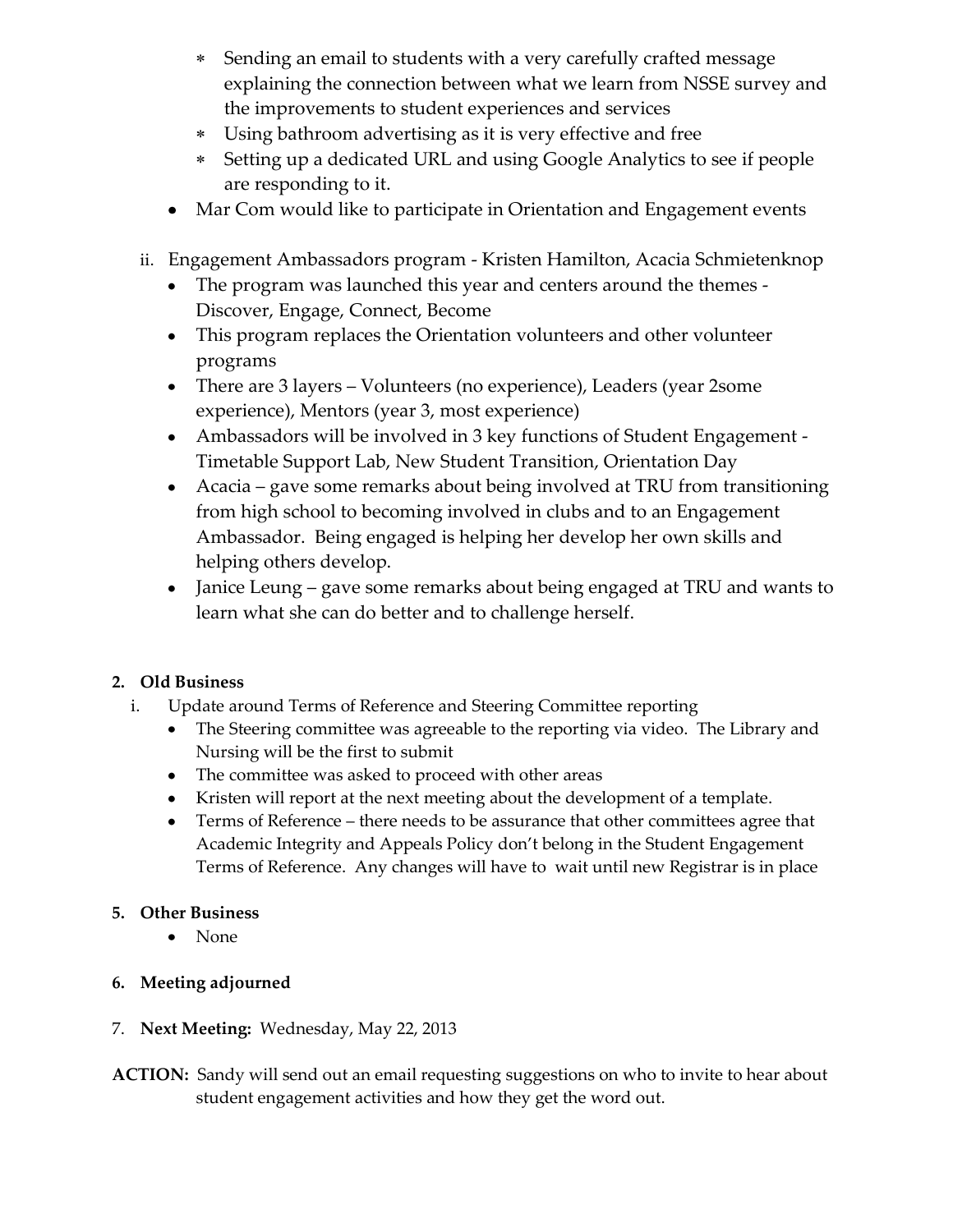- Sending an email to students with a very carefully crafted message explaining the connection between what we learn from NSSE survey and the improvements to student experiences and services
  - Using bathroom advertising as it is very effective and free
  - Setting up a dedicated URL and using Google Analytics to see if people are responding to it.
- Mar Com would like to participate in Orientation and Engagement events

ii. Engagement Ambassadors program - Kristen Hamilton, Acacia Schmietenknop
- The program was launched this year and centers around the themes - Discover, Engage, Connect, Become
- This program replaces the Orientation volunteers and other volunteer programs
- There are 3 layers – Volunteers (no experience), Leaders (year 2some experience), Mentors (year 3, most experience)
- Ambassadors will be involved in 3 key functions of Student Engagement - Timetable Support Lab, New Student Transition, Orientation Day
- Acacia – gave some remarks about being involved at TRU from transitioning from high school to becoming involved in clubs and to an Engagement Ambassador. Being engaged is helping her develop her own skills and helping others develop.
- Janice Leung – gave some remarks about being engaged at TRU and wants to learn what she can do better and to challenge herself.

**2. Old Business**

i. Update around Terms of Reference and Steering Committee reporting
- The Steering committee was agreeable to the reporting via video. The Library and Nursing will be the first to submit
- The committee was asked to proceed with other areas
- Kristen will report at the next meeting about the development of a template.
- Terms of Reference – there needs to be assurance that other committees agree that Academic Integrity and Appeals Policy don't belong in the Student Engagement Terms of Reference. Any changes will have to wait until new Registrar is in place

**5. Other Business**
- None

**6. Meeting adjourned**

7. **Next Meeting:** Wednesday, May 22, 2013

**ACTION:** Sandy will send out an email requesting suggestions on who to invite to hear about student engagement activities and how they get the word out.